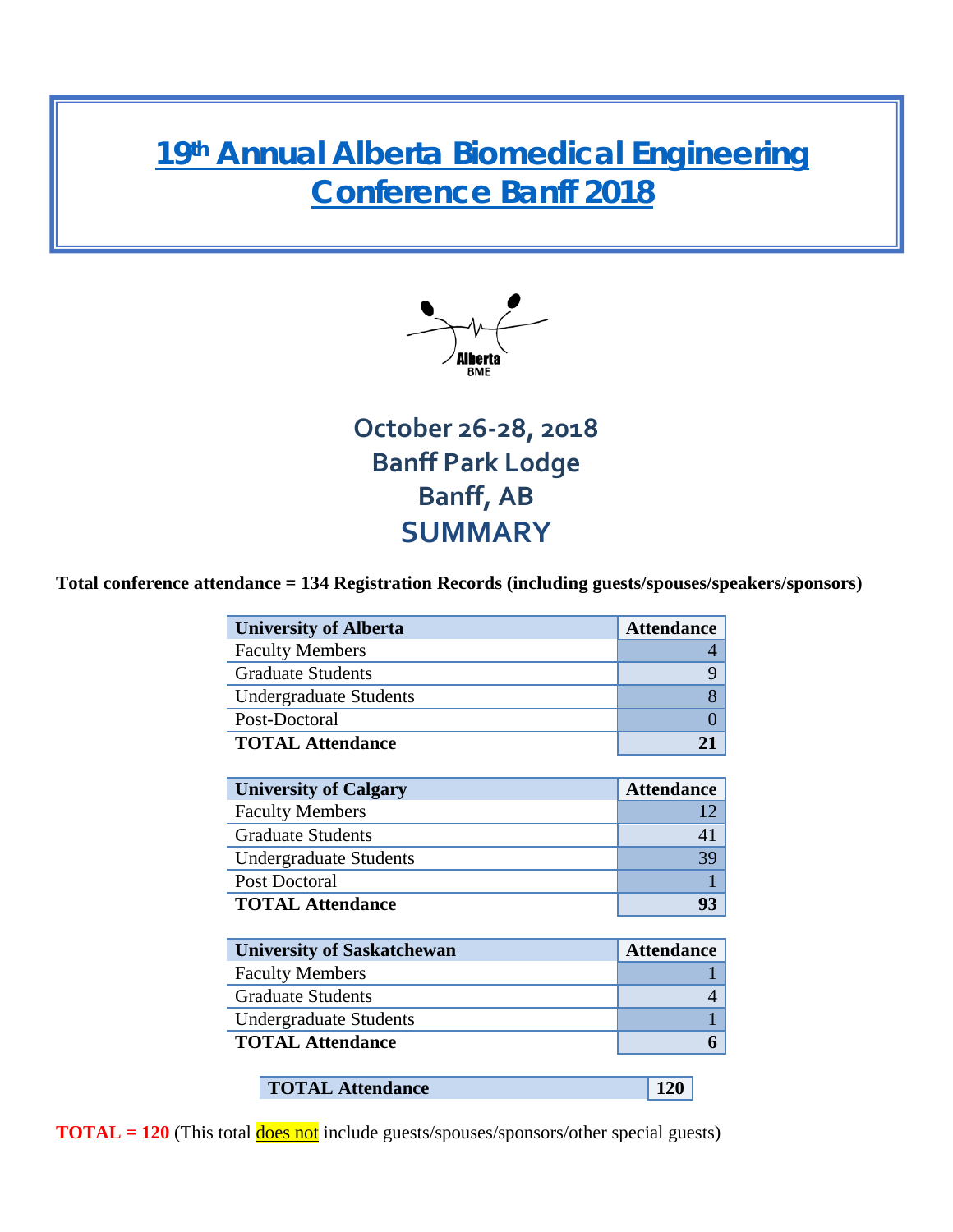# 19th Annual Alberta Biomedical Engineering Conference Banff 2018

Alberta BME

## October 26-28, 2018
## Banff Park Lodge
## Banff, AB
## SUMMARY

**Total conference attendance = 134 Registration Records (including guests/spouses/speakers/sponsors)**

| University of Alberta | Attendance |
|---|---|
| Faculty Members | 4 |
| Graduate Students | 9 |
| Undergraduate Students | 8 |
| Post-Doctoral | 0 |
| **TOTAL Attendance** | **21** |

| University of Calgary | Attendance |
|---|---|
| Faculty Members | 12 |
| Graduate Students | 41 |
| Undergraduate Students | 39 |
| Post Doctoral | 1 |
| **TOTAL Attendance** | **93** |

| University of Saskatchewan | Attendance |
|---|---|
| Faculty Members | 1 |
| Graduate Students | 4 |
| Undergraduate Students | 1 |
| **TOTAL Attendance** | **6** |

| TOTAL Attendance | 120 |
|---|---|

**TOTAL = 120** (This total does not include guests/spouses/sponsors/other special guests)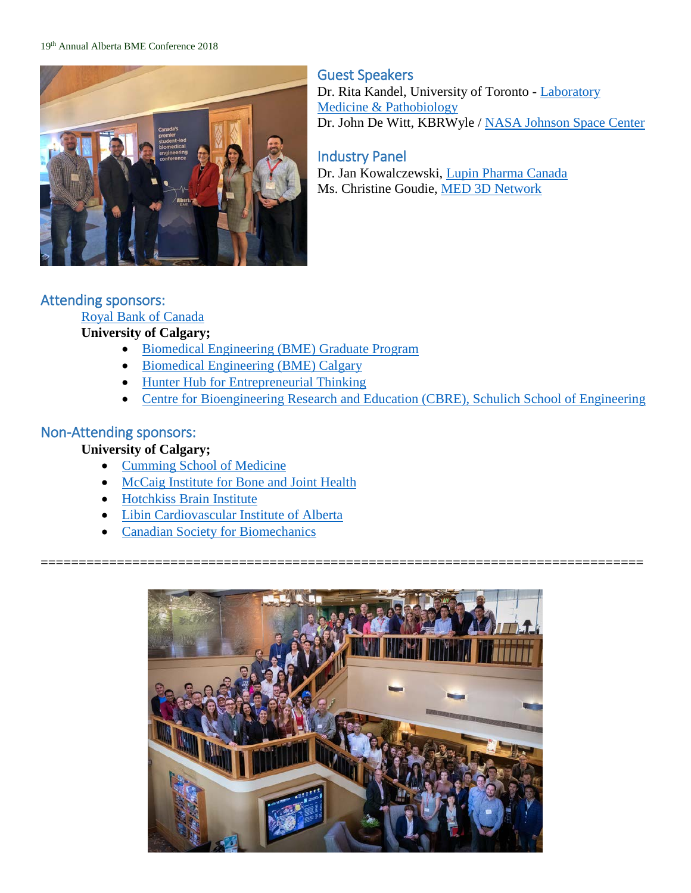## Guest Speakers

Dr. Rita Kandel, University of Toronto - Laboratory Medicine & Pathobiology
Dr. John De Witt, KBRWyle / NASA Johnson Space Center

## Industry Panel

Dr. Jan Kowalczewski, Lupin Pharma Canada
Ms. Christine Goudie, MED 3D Network

## Attending sponsors:

Royal Bank of Canada

**University of Calgary;**

- Biomedical Engineering (BME) Graduate Program
- Biomedical Engineering (BME) Calgary
- Hunter Hub for Entrepreneurial Thinking
- Centre for Bioengineering Research and Education (CBRE), Schulich School of Engineering

## Non-Attending sponsors:

**University of Calgary;**

- Cumming School of Medicine
- McCaig Institute for Bone and Joint Health
- Hotchkiss Brain Institute
- Libin Cardiovascular Institute of Alberta
- Canadian Society for Biomechanics

===========================================================================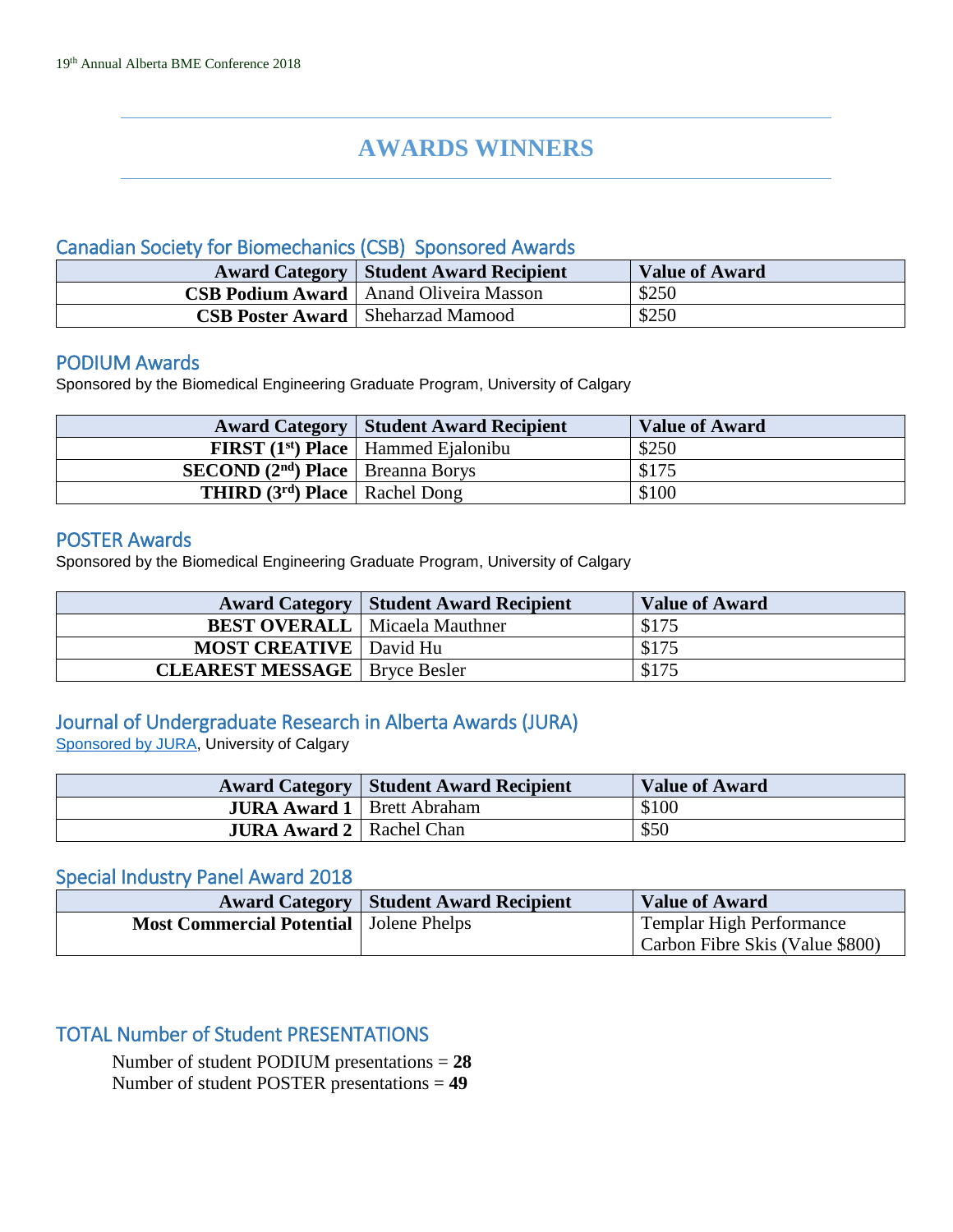# AWARDS WINNERS

## Canadian Society for Biomechanics (CSB) Sponsored Awards

| Award Category | Student Award Recipient | Value of Award |
|---|---|---|
| **CSB Podium Award** | Anand Oliveira Masson | $250 |
| **CSB Poster Award** | Sheharzad Mamood | $250 |

## PODIUM Awards

Sponsored by the Biomedical Engineering Graduate Program, University of Calgary

| Award Category | Student Award Recipient | Value of Award |
|---|---|---|
| **FIRST (1st) Place** | Hammed Ejalonibu | $250 |
| **SECOND (2nd) Place** | Breanna Borys | $175 |
| **THIRD (3rd) Place** | Rachel Dong | $100 |

## POSTER Awards

Sponsored by the Biomedical Engineering Graduate Program, University of Calgary

| Award Category | Student Award Recipient | Value of Award |
|---|---|---|
| **BEST OVERALL** | Micaela Mauthner | $175 |
| **MOST CREATIVE** | David Hu | $175 |
| **CLEAREST MESSAGE** | Bryce Besler | $175 |

## Journal of Undergraduate Research in Alberta Awards (JURA)

Sponsored by JURA, University of Calgary

| Award Category | Student Award Recipient | Value of Award |
|---|---|---|
| **JURA Award 1** | Brett Abraham | $100 |
| **JURA Award 2** | Rachel Chan | $50 |

## Special Industry Panel Award 2018

| Award Category | Student Award Recipient | Value of Award |
|---|---|---|
| **Most Commercial Potential** | Jolene Phelps | Templar High Performance Carbon Fibre Skis (Value $800) |

## TOTAL Number of Student PRESENTATIONS

Number of student PODIUM presentations = **28**
Number of student POSTER presentations = **49**